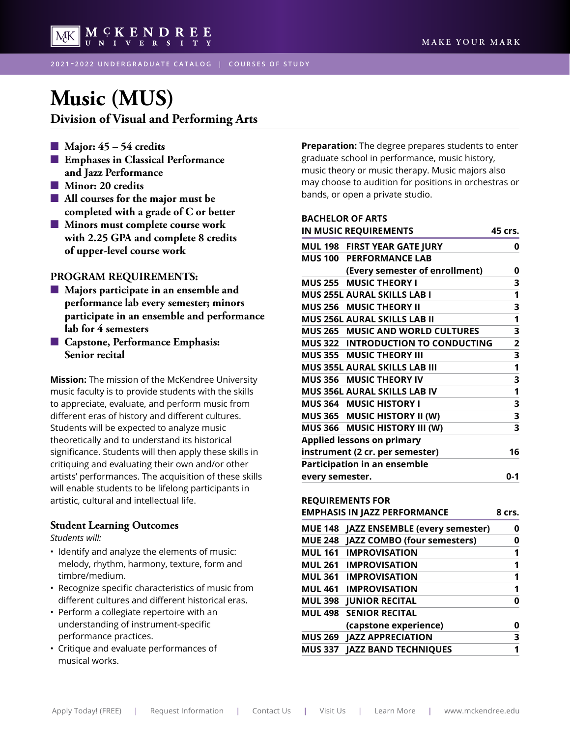# Music (MUS)

## Division of Visual and Performing Arts

- **Major: 45 – 54 credits**
- **Emphases in Classical Performance and Jazz Performance**
- **Minor: 20 credits**
- **All courses for the major must be completed with a grade of C or better**
- **Minors must complete course work with 2.25 GPA and complete 8 credits of upper-level course work**

### PROGRAM REQUIREMENTS:

- **Majors participate in an ensemble and performance lab every semester; minors participate in an ensemble and performance lab for 4 semesters**
- **Capstone, Performance Emphasis: Senior recital**

**Mission:** The mission of the McKendree University music faculty is to provide students with the skills to appreciate, evaluate, and perform music from different eras of history and different cultures. Students will be expected to analyze music theoretically and to understand its historical significance. Students will then apply these skills in critiquing and evaluating their own and/or other artists' performances. The acquisition of these skills will enable students to be lifelong participants in artistic, cultural and intellectual life.

### Student Learning Outcomes

*Students will:*

- Identify and analyze the elements of music: melody, rhythm, harmony, texture, form and timbre/medium.
- Recognize specific characteristics of music from different cultures and different historical eras.
- Perform a collegiate repertoire with an understanding of instrument-specific performance practices.
- Critique and evaluate performances of musical works.

**Preparation:** The degree prepares students to enter graduate school in performance, music history, music theory or music therapy. Music majors also may choose to audition for positions in orchestras or bands, or open a private studio.

| BACHELOR OF ARTS IN MUSIC REQUIREMENTS | | 45 crs. |
|---|---|---|
| MUL 198 | FIRST YEAR GATE JURY | 0 |
| MUS 100 | PERFORMANCE LAB (Every semester of enrollment) | 0 |
| MUS 255 | MUSIC THEORY I | 3 |
| MUS 255L | AURAL SKILLS LAB I | 1 |
| MUS 256 | MUSIC THEORY II | 3 |
| MUS 256L | AURAL SKILLS LAB II | 1 |
| MUS 265 | MUSIC AND WORLD CULTURES | 3 |
| MUS 322 | INTRODUCTION TO CONDUCTING | 2 |
| MUS 355 | MUSIC THEORY III | 3 |
| MUS 355L | AURAL SKILLS LAB III | 1 |
| MUS 356 | MUSIC THEORY IV | 3 |
| MUS 356L | AURAL SKILLS LAB IV | 1 |
| MUS 364 | MUSIC HISTORY I | 3 |
| MUS 365 | MUSIC HISTORY II (W) | 3 |
| MUS 366 | MUSIC HISTORY III (W) | 3 |
| Applied lessons on primary instrument (2 cr. per semester) | | 16 |
| Participation in an ensemble every semester. | | 0-1 |

| REQUIREMENTS FOR EMPHASIS IN JAZZ PERFORMANCE | | 8 crs. |
|---|---|---|
| MUE 148 | JAZZ ENSEMBLE (every semester) | 0 |
| MUE 248 | JAZZ COMBO (four semesters) | 0 |
| MUL 161 | IMPROVISATION | 1 |
| MUL 261 | IMPROVISATION | 1 |
| MUL 361 | IMPROVISATION | 1 |
| MUL 461 | IMPROVISATION | 1 |
| MUL 398 | JUNIOR RECITAL | 0 |
| MUL 498 | SENIOR RECITAL (capstone experience) | 0 |
| MUS 269 | JAZZ APPRECIATION | 3 |
| MUS 337 | JAZZ BAND TECHNIQUES | 1 |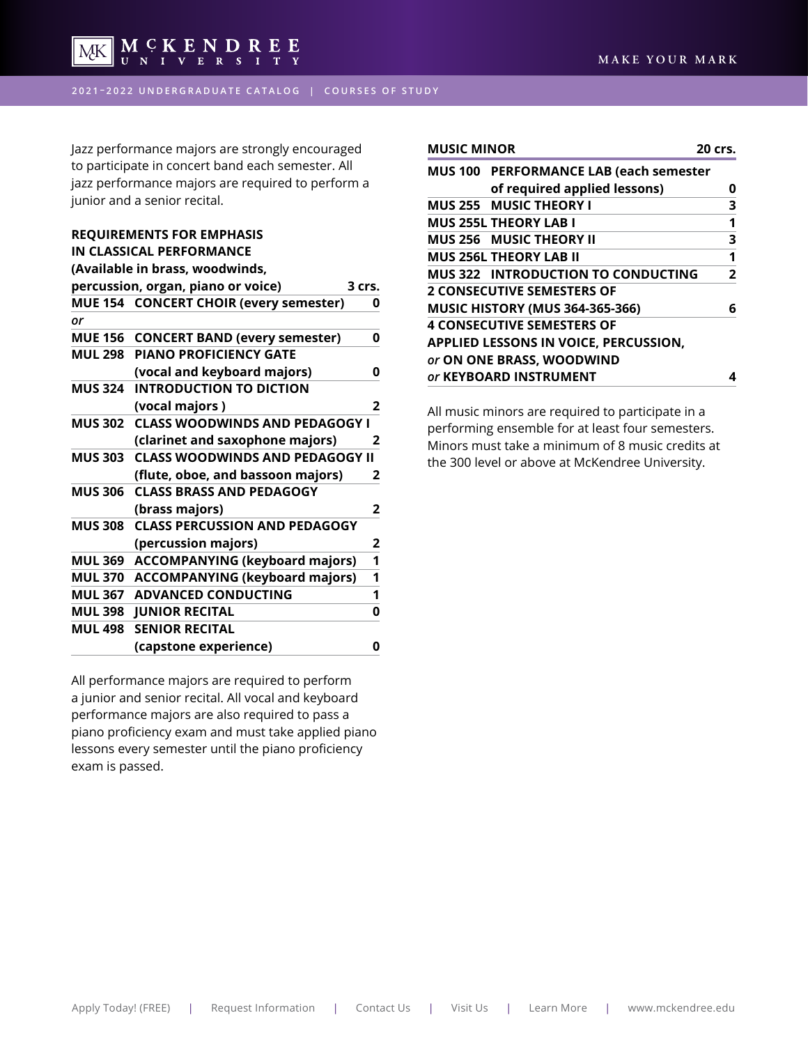Jazz performance majors are strongly encouraged to participate in concert band each semester. All jazz performance majors are required to perform a junior and a senior recital.

| REQUIREMENTS FOR EMPHASIS IN CLASSICAL PERFORMANCE (Available in brass, woodwinds, percussion, organ, piano or voice) | | 3 crs. |
|---|---|---|
| **MUE 154** | **CONCERT CHOIR (every semester)** | **0** |
| *or* | | |
| **MUE 156** | **CONCERT BAND (every semester)** | **0** |
| **MUL 298** | **PIANO PROFICIENCY GATE (vocal and keyboard majors)** | **0** |
| **MUS 324** | **INTRODUCTION TO DICTION (vocal majors )** | **2** |
| **MUS 302** | **CLASS WOODWINDS AND PEDAGOGY I (clarinet and saxophone majors)** | **2** |
| **MUS 303** | **CLASS WOODWINDS AND PEDAGOGY II (flute, oboe, and bassoon majors)** | **2** |
| **MUS 306** | **CLASS BRASS AND PEDAGOGY (brass majors)** | **2** |
| **MUS 308** | **CLASS PERCUSSION AND PEDAGOGY (percussion majors)** | **2** |
| **MUL 369** | **ACCOMPANYING (keyboard majors)** | **1** |
| **MUL 370** | **ACCOMPANYING (keyboard majors)** | **1** |
| **MUL 367** | **ADVANCED CONDUCTING** | **1** |
| **MUL 398** | **JUNIOR RECITAL** | **0** |
| **MUL 498** | **SENIOR RECITAL (capstone experience)** | **0** |

All performance majors are required to perform a junior and senior recital. All vocal and keyboard performance majors are also required to pass a piano proficiency exam and must take applied piano lessons every semester until the piano proficiency exam is passed.

| MUSIC MINOR | | 20 crs. |
|---|---|---|
| **MUS 100** | **PERFORMANCE LAB (each semester of required applied lessons)** | **0** |
| **MUS 255** | **MUSIC THEORY I** | **3** |
| **MUS 255L** | **THEORY LAB I** | **1** |
| **MUS 256** | **MUSIC THEORY II** | **3** |
| **MUS 256L** | **THEORY LAB II** | **1** |
| **MUS 322** | **INTRODUCTION TO CONDUCTING** | **2** |
| **2 CONSECUTIVE SEMESTERS OF MUSIC HISTORY (MUS 364-365-366)** | | **6** |
| **4 CONSECUTIVE SEMESTERS OF APPLIED LESSONS IN VOICE, PERCUSSION,** *or* **ON ONE BRASS, WOODWIND** *or* **KEYBOARD INSTRUMENT** | | **4** |

All music minors are required to participate in a performing ensemble for at least four semesters. Minors must take a minimum of 8 music credits at the 300 level or above at McKendree University.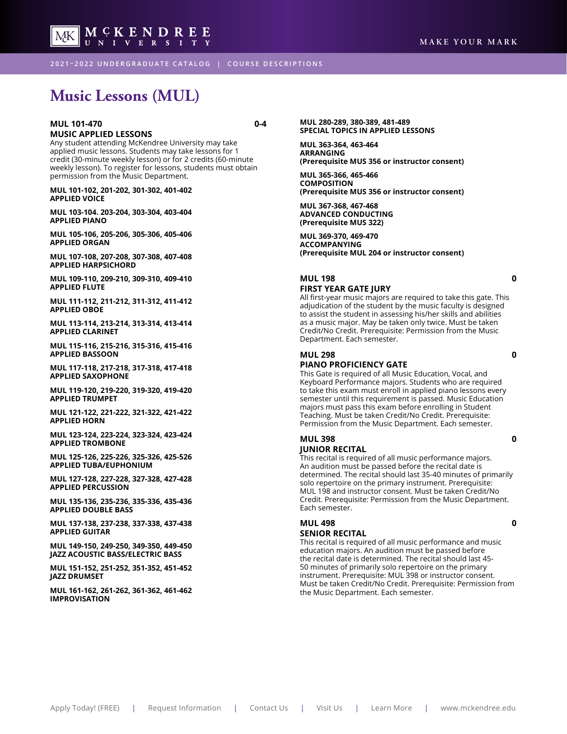# Music Lessons (MUL)

**MUL 101-470** **0-4**

**MUSIC APPLIED LESSONS**

Any student attending McKendree University may take applied music lessons. Students may take lessons for 1 credit (30-minute weekly lesson) or for 2 credits (60-minute weekly lesson). To register for lessons, students must obtain permission from the Music Department.

**MUL 101-102, 201-202, 301-302, 401-402**
**APPLIED VOICE**

**MUL 103-104. 203-204, 303-304, 403-404**
**APPLIED PIANO**

**MUL 105-106, 205-206, 305-306, 405-406**
**APPLIED ORGAN**

**MUL 107-108, 207-208, 307-308, 407-408**
**APPLIED HARPSICHORD**

**MUL 109-110, 209-210, 309-310, 409-410**
**APPLIED FLUTE**

**MUL 111-112, 211-212, 311-312, 411-412**
**APPLIED OBOE**

**MUL 113-114, 213-214, 313-314, 413-414**
**APPLIED CLARINET**

**MUL 115-116, 215-216, 315-316, 415-416**
**APPLIED BASSOON**

**MUL 117-118, 217-218, 317-318, 417-418**
**APPLIED SAXOPHONE**

**MUL 119-120, 219-220, 319-320, 419-420**
**APPLIED TRUMPET**

**MUL 121-122, 221-222, 321-322, 421-422**
**APPLIED HORN**

**MUL 123-124, 223-224, 323-324, 423-424**
**APPLIED TROMBONE**

**MUL 125-126, 225-226, 325-326, 425-526**
**APPLIED TUBA/EUPHONIUM**

**MUL 127-128, 227-228, 327-328, 427-428**
**APPLIED PERCUSSION**

**MUL 135-136, 235-236, 335-336, 435-436**
**APPLIED DOUBLE BASS**

**MUL 137-138, 237-238, 337-338, 437-438**
**APPLIED GUITAR**

**MUL 149-150, 249-250, 349-350, 449-450**
**JAZZ ACOUSTIC BASS/ELECTRIC BASS**

**MUL 151-152, 251-252, 351-352, 451-452**
**JAZZ DRUMSET**

**MUL 161-162, 261-262, 361-362, 461-462**
**IMPROVISATION**

**MUL 280-289, 380-389, 481-489**
**SPECIAL TOPICS IN APPLIED LESSONS**

**MUL 363-364, 463-464**
**ARRANGING**
**(Prerequisite MUS 356 or instructor consent)**

**MUL 365-366, 465-466**
**COMPOSITION**
**(Prerequisite MUS 356 or instructor consent)**

**MUL 367-368, 467-468**
**ADVANCED CONDUCTING**
**(Prerequisite MUS 322)**

**MUL 369-370, 469-470**
**ACCOMPANYING**
**(Prerequisite MUL 204 or instructor consent)**

**MUL 198** **0**

**FIRST YEAR GATE JURY**

All first-year music majors are required to take this gate. This adjudication of the student by the music faculty is designed to assist the student in assessing his/her skills and abilities as a music major. May be taken only twice. Must be taken Credit/No Credit. Prerequisite: Permission from the Music Department. Each semester.

**MUL 298** **0**

**PIANO PROFICIENCY GATE**

This Gate is required of all Music Education, Vocal, and Keyboard Performance majors. Students who are required to take this exam must enroll in applied piano lessons every semester until this requirement is passed. Music Education majors must pass this exam before enrolling in Student Teaching. Must be taken Credit/No Credit. Prerequisite: Permission from the Music Department. Each semester.

**MUL 398** **0**

**JUNIOR RECITAL**

This recital is required of all music performance majors. An audition must be passed before the recital date is determined. The recital should last 35-40 minutes of primarily solo repertoire on the primary instrument. Prerequisite: MUL 198 and instructor consent. Must be taken Credit/No Credit. Prerequisite: Permission from the Music Department. Each semester.

**MUL 498** **0**

**SENIOR RECITAL**

This recital is required of all music performance and music education majors. An audition must be passed before the recital date is determined. The recital should last 45-50 minutes of primarily solo repertoire on the primary instrument. Prerequisite: MUL 398 or instructor consent. Must be taken Credit/No Credit. Prerequisite: Permission from the Music Department. Each semester.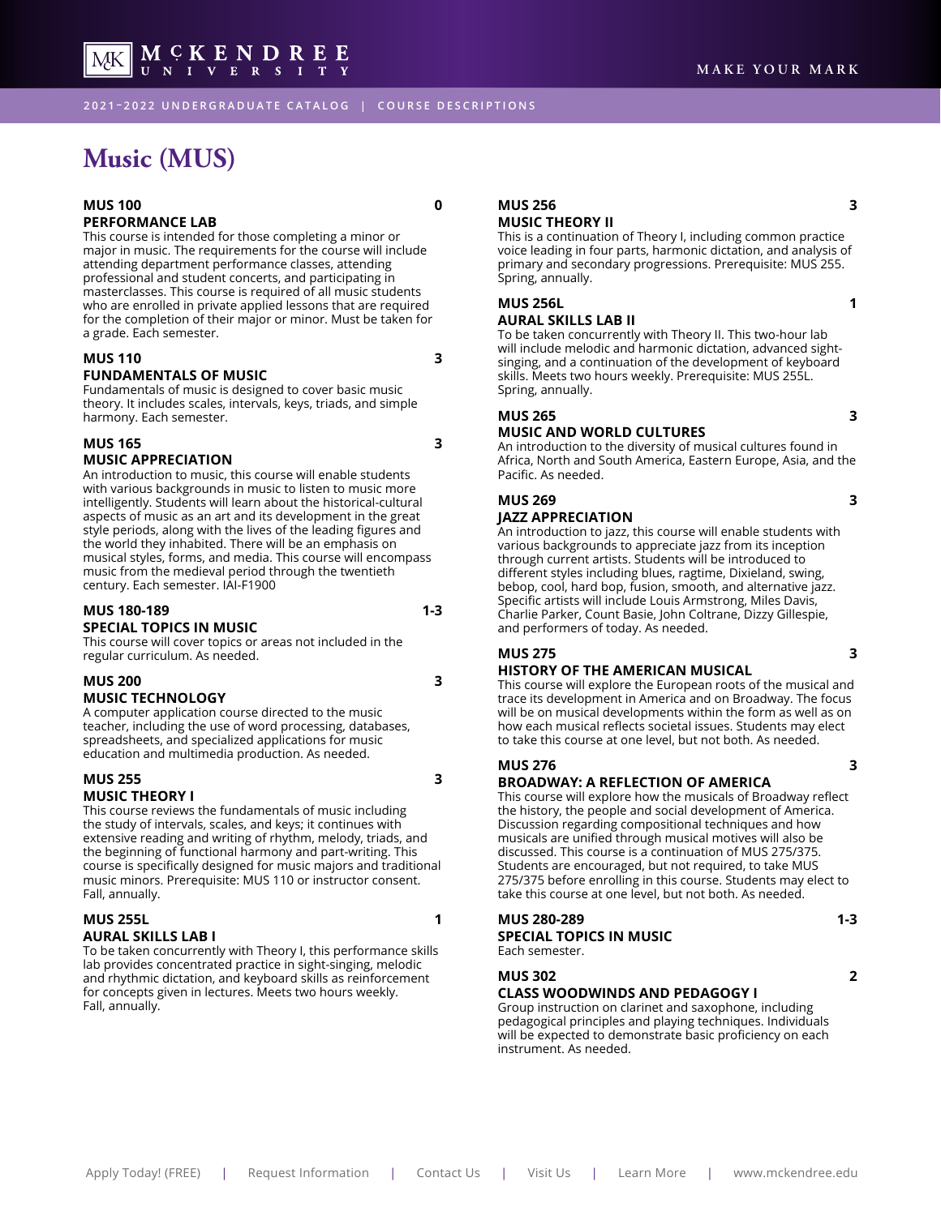# Music (MUS)

**MUS 100** **0**
**PERFORMANCE LAB**
This course is intended for those completing a minor or major in music. The requirements for the course will include attending department performance classes, attending professional and student concerts, and participating in masterclasses. This course is required of all music students who are enrolled in private applied lessons that are required for the completion of their major or minor. Must be taken for a grade. Each semester.

**MUS 110** **3**
**FUNDAMENTALS OF MUSIC**
Fundamentals of music is designed to cover basic music theory. It includes scales, intervals, keys, triads, and simple harmony. Each semester.

**MUS 165** **3**
**MUSIC APPRECIATION**
An introduction to music, this course will enable students with various backgrounds in music to listen to music more intelligently. Students will learn about the historical-cultural aspects of music as an art and its development in the great style periods, along with the lives of the leading figures and the world they inhabited. There will be an emphasis on musical styles, forms, and media. This course will encompass music from the medieval period through the twentieth century. Each semester. IAI-F1900

**MUS 180-189** **1-3**
**SPECIAL TOPICS IN MUSIC**
This course will cover topics or areas not included in the regular curriculum. As needed.

**MUS 200** **3**
**MUSIC TECHNOLOGY**
A computer application course directed to the music teacher, including the use of word processing, databases, spreadsheets, and specialized applications for music education and multimedia production. As needed.

**MUS 255** **3**
**MUSIC THEORY I**
This course reviews the fundamentals of music including the study of intervals, scales, and keys; it continues with extensive reading and writing of rhythm, melody, triads, and the beginning of functional harmony and part-writing. This course is specifically designed for music majors and traditional music minors. Prerequisite: MUS 110 or instructor consent. Fall, annually.

**MUS 255L** **1**
**AURAL SKILLS LAB I**
To be taken concurrently with Theory I, this performance skills lab provides concentrated practice in sight-singing, melodic and rhythmic dictation, and keyboard skills as reinforcement for concepts given in lectures. Meets two hours weekly. Fall, annually.

**MUS 256** **3**
**MUSIC THEORY II**
This is a continuation of Theory I, including common practice voice leading in four parts, harmonic dictation, and analysis of primary and secondary progressions. Prerequisite: MUS 255. Spring, annually.

**MUS 256L** **1**
**AURAL SKILLS LAB II**
To be taken concurrently with Theory II. This two-hour lab will include melodic and harmonic dictation, advanced sight-singing, and a continuation of the development of keyboard skills. Meets two hours weekly. Prerequisite: MUS 255L. Spring, annually.

**MUS 265** **3**
**MUSIC AND WORLD CULTURES**
An introduction to the diversity of musical cultures found in Africa, North and South America, Eastern Europe, Asia, and the Pacific. As needed.

**MUS 269** **3**
**JAZZ APPRECIATION**
An introduction to jazz, this course will enable students with various backgrounds to appreciate jazz from its inception through current artists. Students will be introduced to different styles including blues, ragtime, Dixieland, swing, bebop, cool, hard bop, fusion, smooth, and alternative jazz. Specific artists will include Louis Armstrong, Miles Davis, Charlie Parker, Count Basie, John Coltrane, Dizzy Gillespie, and performers of today. As needed.

**MUS 275** **3**
**HISTORY OF THE AMERICAN MUSICAL**
This course will explore the European roots of the musical and trace its development in America and on Broadway. The focus will be on musical developments within the form as well as on how each musical reflects societal issues. Students may elect to take this course at one level, but not both. As needed.

**MUS 276** **3**
**BROADWAY: A REFLECTION OF AMERICA**
This course will explore how the musicals of Broadway reflect the history, the people and social development of America. Discussion regarding compositional techniques and how musicals are unified through musical motives will also be discussed. This course is a continuation of MUS 275/375. Students are encouraged, but not required, to take MUS 275/375 before enrolling in this course. Students may elect to take this course at one level, but not both. As needed.

**MUS 280-289** **1-3**
**SPECIAL TOPICS IN MUSIC**
Each semester.

**MUS 302** **2**
**CLASS WOODWINDS AND PEDAGOGY I**
Group instruction on clarinet and saxophone, including pedagogical principles and playing techniques. Individuals will be expected to demonstrate basic proficiency on each instrument. As needed.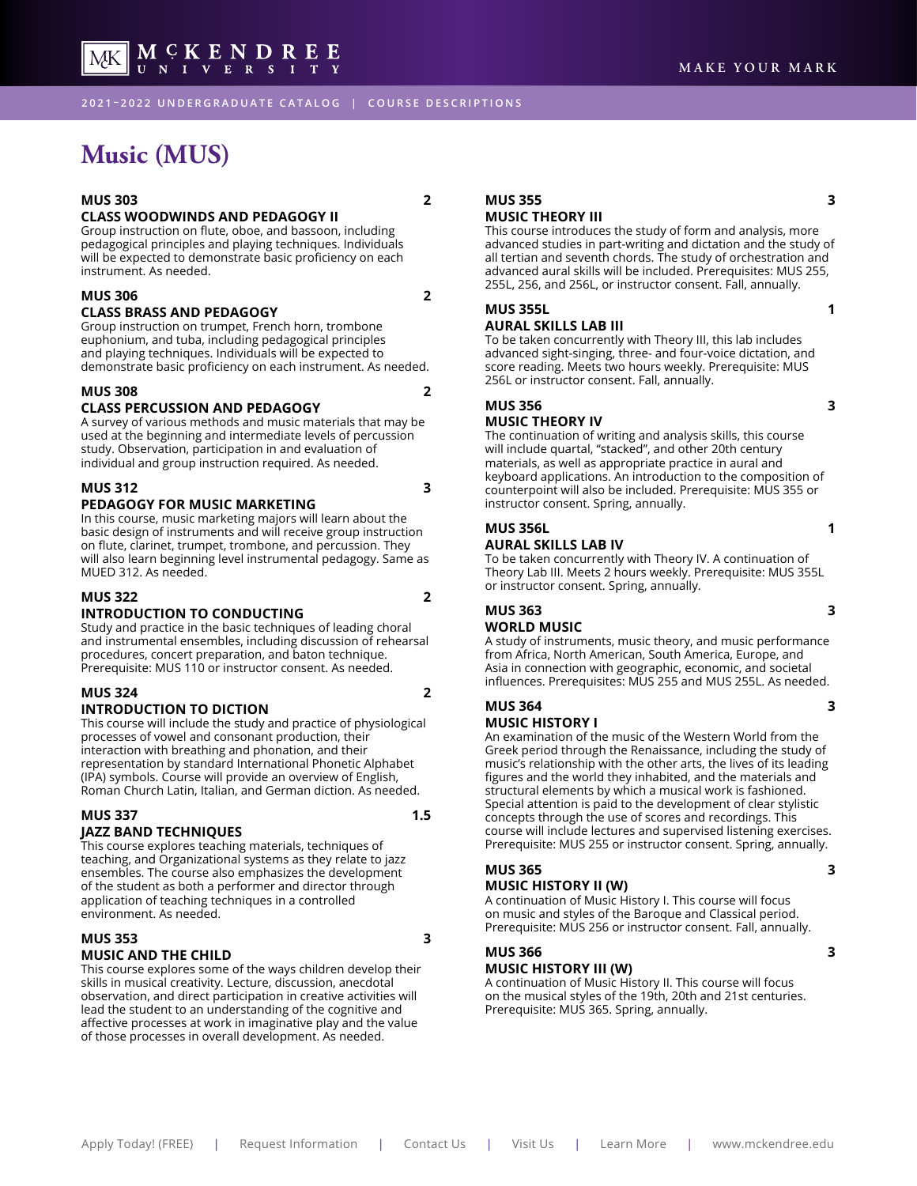# Music (MUS)

**MUS 303** **2**
**CLASS WOODWINDS AND PEDAGOGY II**
Group instruction on flute, oboe, and bassoon, including pedagogical principles and playing techniques. Individuals will be expected to demonstrate basic proficiency on each instrument. As needed.

**MUS 306** **2**
**CLASS BRASS AND PEDAGOGY**
Group instruction on trumpet, French horn, trombone euphonium, and tuba, including pedagogical principles and playing techniques. Individuals will be expected to demonstrate basic proficiency on each instrument. As needed.

**MUS 308** **2**
**CLASS PERCUSSION AND PEDAGOGY**
A survey of various methods and music materials that may be used at the beginning and intermediate levels of percussion study. Observation, participation in and evaluation of individual and group instruction required. As needed.

**MUS 312** **3**
**PEDAGOGY FOR MUSIC MARKETING**
In this course, music marketing majors will learn about the basic design of instruments and will receive group instruction on flute, clarinet, trumpet, trombone, and percussion. They will also learn beginning level instrumental pedagogy. Same as MUED 312. As needed.

**MUS 322** **2**
**INTRODUCTION TO CONDUCTING**
Study and practice in the basic techniques of leading choral and instrumental ensembles, including discussion of rehearsal procedures, concert preparation, and baton technique. Prerequisite: MUS 110 or instructor consent. As needed.

**MUS 324** **2**
**INTRODUCTION TO DICTION**
This course will include the study and practice of physiological processes of vowel and consonant production, their interaction with breathing and phonation, and their representation by standard International Phonetic Alphabet (IPA) symbols. Course will provide an overview of English, Roman Church Latin, Italian, and German diction. As needed.

**MUS 337** **1.5**
**JAZZ BAND TECHNIQUES**
This course explores teaching materials, techniques of teaching, and Organizational systems as they relate to jazz ensembles. The course also emphasizes the development of the student as both a performer and director through application of teaching techniques in a controlled environment. As needed.

**MUS 353** **3**
**MUSIC AND THE CHILD**
This course explores some of the ways children develop their skills in musical creativity. Lecture, discussion, anecdotal observation, and direct participation in creative activities will lead the student to an understanding of the cognitive and affective processes at work in imaginative play and the value of those processes in overall development. As needed.

**MUS 355** **3**
**MUSIC THEORY III**
This course introduces the study of form and analysis, more advanced studies in part-writing and dictation and the study of all tertian and seventh chords. The study of orchestration and advanced aural skills will be included. Prerequisites: MUS 255, 255L, 256, and 256L, or instructor consent. Fall, annually.

**MUS 355L** **1**
**AURAL SKILLS LAB III**
To be taken concurrently with Theory III, this lab includes advanced sight-singing, three- and four-voice dictation, and score reading. Meets two hours weekly. Prerequisite: MUS 256L or instructor consent. Fall, annually.

**MUS 356** **3**
**MUSIC THEORY IV**
The continuation of writing and analysis skills, this course will include quartal, "stacked", and other 20th century materials, as well as appropriate practice in aural and keyboard applications. An introduction to the composition of counterpoint will also be included. Prerequisite: MUS 355 or instructor consent. Spring, annually.

**MUS 356L** **1**
**AURAL SKILLS LAB IV**
To be taken concurrently with Theory IV. A continuation of Theory Lab III. Meets 2 hours weekly. Prerequisite: MUS 355L or instructor consent. Spring, annually.

**MUS 363** **3**
**WORLD MUSIC**
A study of instruments, music theory, and music performance from Africa, North American, South America, Europe, and Asia in connection with geographic, economic, and societal influences. Prerequisites: MUS 255 and MUS 255L. As needed.

**MUS 364** **3**
**MUSIC HISTORY I**
An examination of the music of the Western World from the Greek period through the Renaissance, including the study of music's relationship with the other arts, the lives of its leading figures and the world they inhabited, and the materials and structural elements by which a musical work is fashioned. Special attention is paid to the development of clear stylistic concepts through the use of scores and recordings. This course will include lectures and supervised listening exercises. Prerequisite: MUS 255 or instructor consent. Spring, annually.

**MUS 365** **3**
**MUSIC HISTORY II (W)**
A continuation of Music History I. This course will focus on music and styles of the Baroque and Classical period. Prerequisite: MUS 256 or instructor consent. Fall, annually.

**MUS 366** **3**
**MUSIC HISTORY III (W)**
A continuation of Music History II. This course will focus on the musical styles of the 19th, 20th and 21st centuries. Prerequisite: MUS 365. Spring, annually.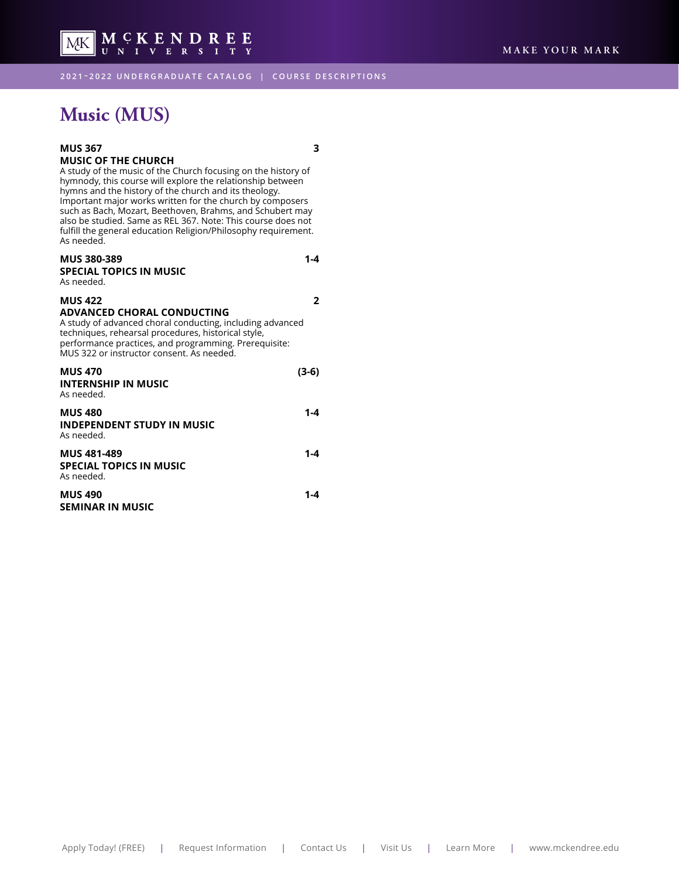# Music (MUS)

**MUS 367** **3**
**MUSIC OF THE CHURCH**
A study of the music of the Church focusing on the history of hymnody, this course will explore the relationship between hymns and the history of the church and its theology. Important major works written for the church by composers such as Bach, Mozart, Beethoven, Brahms, and Schubert may also be studied. Same as REL 367. Note: This course does not fulfill the general education Religion/Philosophy requirement. As needed.

**MUS 380-389** **1-4**
**SPECIAL TOPICS IN MUSIC**
As needed.

**MUS 422** **2**
**ADVANCED CHORAL CONDUCTING**
A study of advanced choral conducting, including advanced techniques, rehearsal procedures, historical style, performance practices, and programming. Prerequisite: MUS 322 or instructor consent. As needed.

**MUS 470** **(3-6)**
**INTERNSHIP IN MUSIC**
As needed.

**MUS 480** **1-4**
**INDEPENDENT STUDY IN MUSIC**
As needed.

**MUS 481-489** **1-4**
**SPECIAL TOPICS IN MUSIC**
As needed.

**MUS 490** **1-4**
**SEMINAR IN MUSIC**